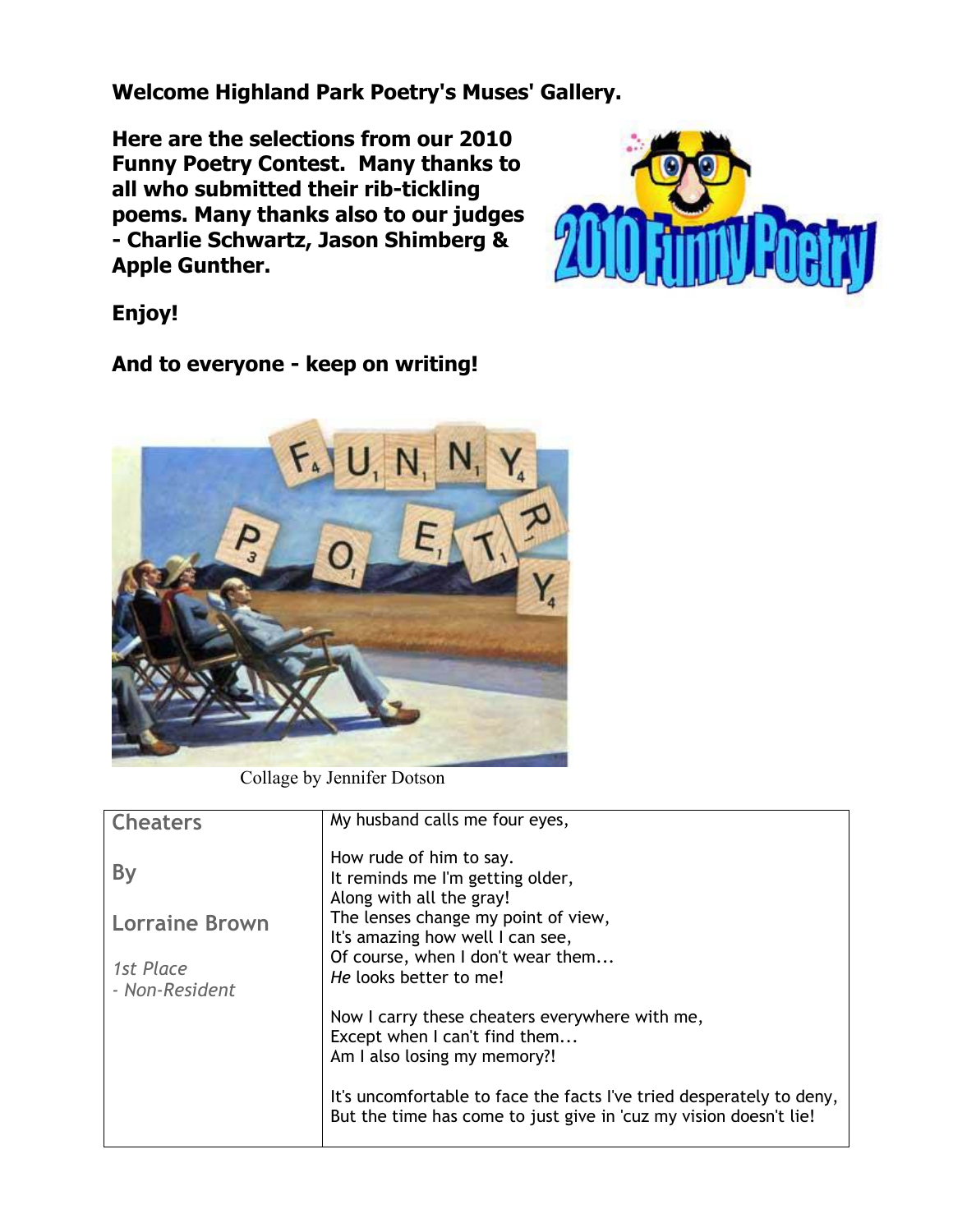**Welcome Highland Park Poetry's Muses' Gallery.**

**Here are the selections from our 2010 Funny Poetry Contest. Many thanks to all who submitted their rib-tickling poems. Many thanks also to our judges - Charlie Schwartz, Jason Shimberg & Apple Gunther.**

**Enjoy!**

**And to everyone - keep on writing!**

Collage by Jennifer Dotson

| Cheaters<br><br>By<br><br>Lorraine Brown<br><br>*1st Place - Non-Resident* | My husband calls me four eyes,<br><br>How rude of him to say.<br>It reminds me I'm getting older,<br>Along with all the gray!<br>The lenses change my point of view,<br>It's amazing how well I can see,<br>Of course, when I don't wear them...<br>*He* looks better to me!<br><br>Now I carry these cheaters everywhere with me,<br>Except when I can't find them...<br>Am I also losing my memory?!<br><br>It's uncomfortable to face the facts I've tried desperately to deny,<br>But the time has come to just give in 'cuz my vision doesn't lie! |
|---|---|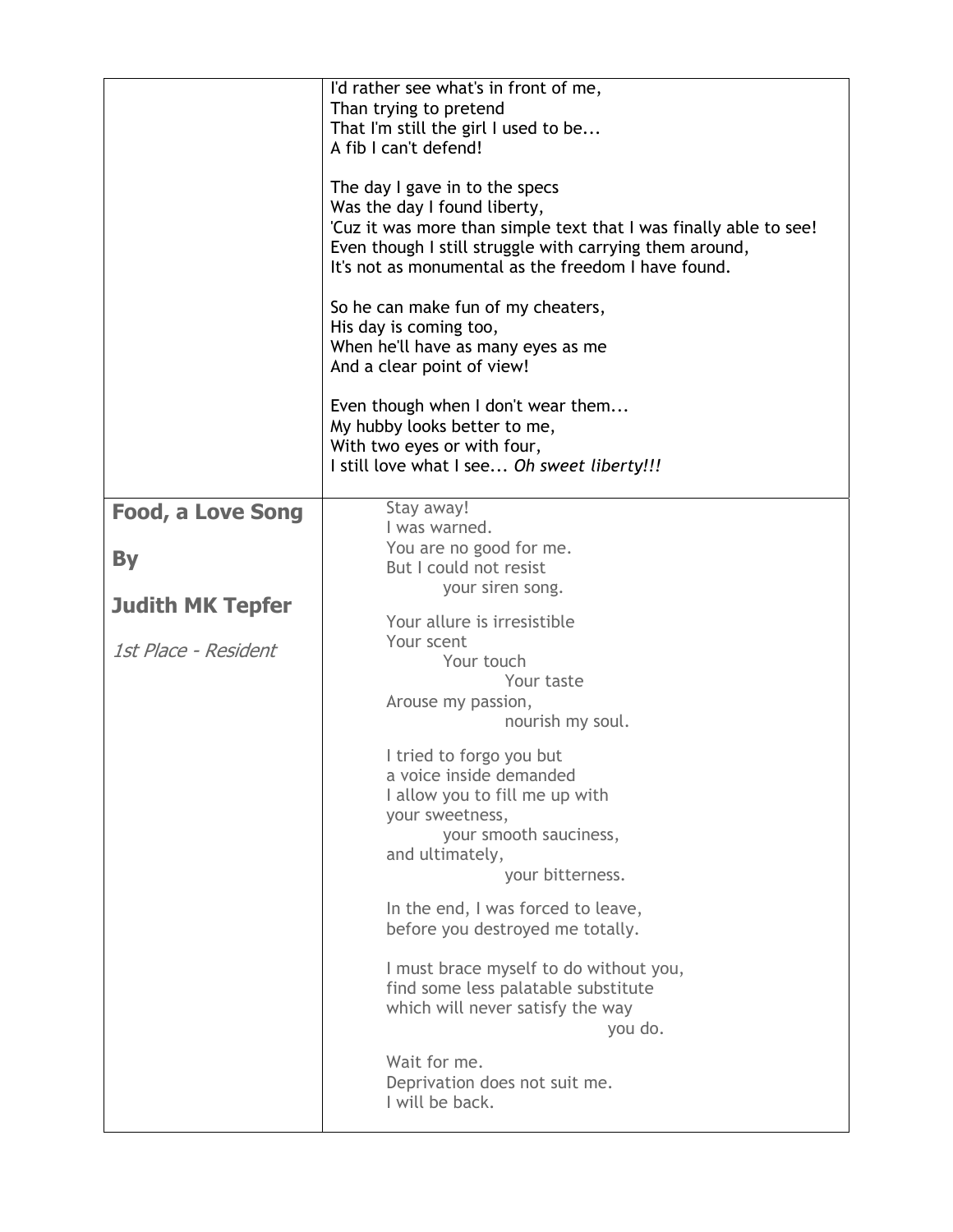I'd rather see what's in front of me,
Than trying to pretend
That I'm still the girl I used to be...
A fib I can't defend!

The day I gave in to the specs
Was the day I found liberty,
'Cuz it was more than simple text that I was finally able to see!
Even though I still struggle with carrying them around,
It's not as monumental as the freedom I have found.

So he can make fun of my cheaters,
His day is coming too,
When he'll have as many eyes as me
And a clear point of view!

Even though when I don't wear them...
My hubby looks better to me,
With two eyes or with four,
I still love what I see... *Oh sweet liberty!!!*

## Food, a Love Song

**By**

**Judith MK Tepfer**

*1st Place - Resident*

Stay away!
I was warned.
You are no good for me.
But I could not resist
    your siren song.

Your allure is irresistible
Your scent
    Your touch
        Your taste
Arouse my passion,
        nourish my soul.

I tried to forgo you but
a voice inside demanded
I allow you to fill me up with
your sweetness,
    your smooth sauciness,
and ultimately,
        your bitterness.

In the end, I was forced to leave,
before you destroyed me totally.

I must brace myself to do without you,
find some less palatable substitute
which will never satisfy the way
            you do.

Wait for me.
Deprivation does not suit me.
I will be back.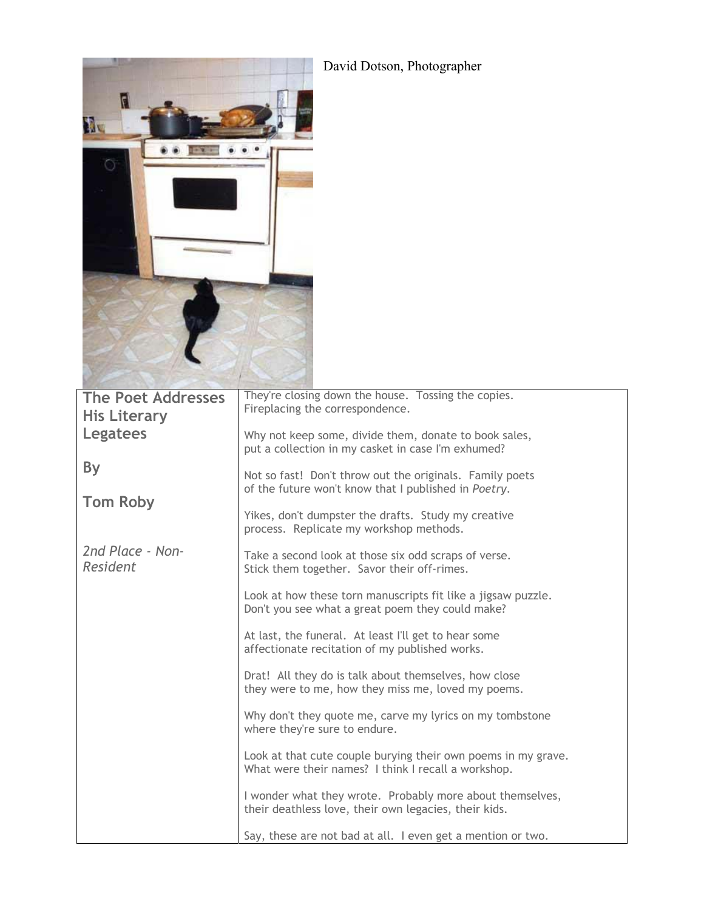David Dotson, Photographer

## The Poet Addresses His Literary Legatees

**By**

**Tom Roby**

*2nd Place - Non-Resident*

They're closing down the house. Tossing the copies.
Fireplacing the correspondence.

Why not keep some, divide them, donate to book sales,
put a collection in my casket in case I'm exhumed?

Not so fast! Don't throw out the originals. Family poets
of the future won't know that I published in *Poetry*.

Yikes, don't dumpster the drafts. Study my creative
process. Replicate my workshop methods.

Take a second look at those six odd scraps of verse.
Stick them together. Savor their off-rimes.

Look at how these torn manuscripts fit like a jigsaw puzzle.
Don't you see what a great poem they could make?

At last, the funeral. At least I'll get to hear some
affectionate recitation of my published works.

Drat! All they do is talk about themselves, how close
they were to me, how they miss me, loved my poems.

Why don't they quote me, carve my lyrics on my tombstone
where they're sure to endure.

Look at that cute couple burying their own poems in my grave.
What were their names? I think I recall a workshop.

I wonder what they wrote. Probably more about themselves,
their deathless love, their own legacies, their kids.

Say, these are not bad at all. I even get a mention or two.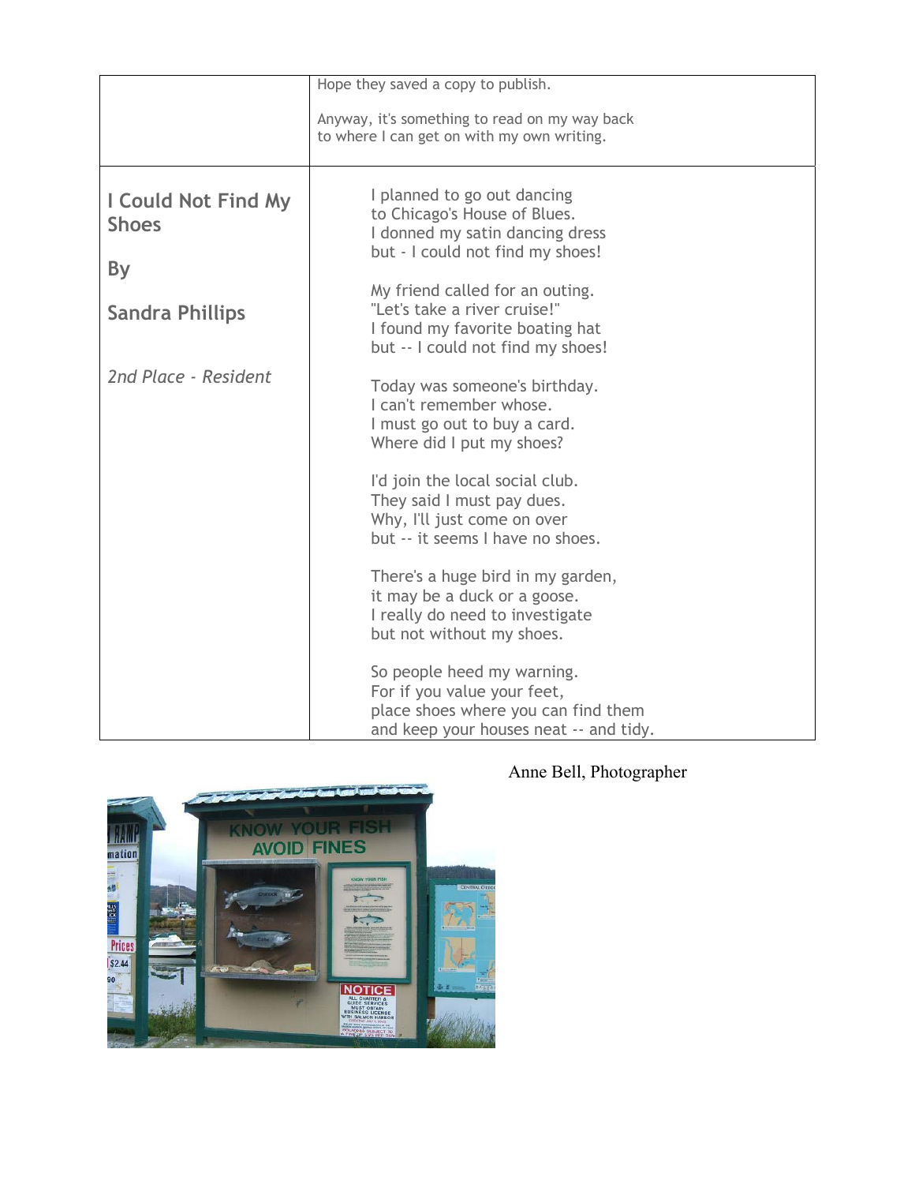Hope they saved a copy to publish.

Anyway, it's something to read on my way back to where I can get on with my own writing.

## I Could Not Find My Shoes

**By**

**Sandra Phillips**

*2nd Place - Resident*

I planned to go out dancing
to Chicago's House of Blues.
I donned my satin dancing dress
but - I could not find my shoes!

My friend called for an outing.
"Let's take a river cruise!"
I found my favorite boating hat
but -- I could not find my shoes!

Today was someone's birthday.
I can't remember whose.
I must go out to buy a card.
Where did I put my shoes?

I'd join the local social club.
They said I must pay dues.
Why, I'll just come on over
but -- it seems I have no shoes.

There's a huge bird in my garden,
it may be a duck or a goose.
I really do need to investigate
but not without my shoes.

So people heed my warning.
For if you value your feet,
place shoes where you can find them
and keep your houses neat -- and tidy.

Anne Bell, Photographer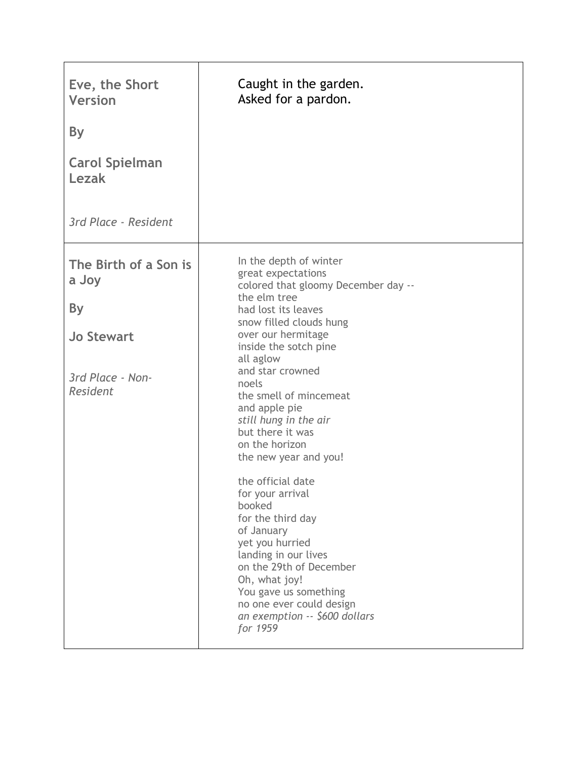| | |
|---|---|
| **Eve, the Short Version**<br><br>**By**<br><br>**Carol Spielman Lezak**<br><br>*3rd Place - Resident* | Caught in the garden.<br>Asked for a pardon. |
| **The Birth of a Son is a Joy**<br><br>**By**<br><br>**Jo Stewart**<br><br>*3rd Place - Non-Resident* | In the depth of winter<br>great expectations<br>colored that gloomy December day --<br>the elm tree<br>had lost its leaves<br>snow filled clouds hung<br>over our hermitage<br>inside the sotch pine<br>all aglow<br>and star crowned<br>noels<br>the smell of mincemeat<br>and apple pie<br>*still hung in the air*<br>but there it was<br>on the horizon<br>the new year and you!<br><br>the official date<br>for your arrival<br>booked<br>for the third day<br>of January<br>yet you hurried<br>landing in our lives<br>on the 29th of December<br>Oh, what joy!<br>You gave us something<br>no one ever could design<br>*an exemption -- $600 dollars*<br>*for 1959* |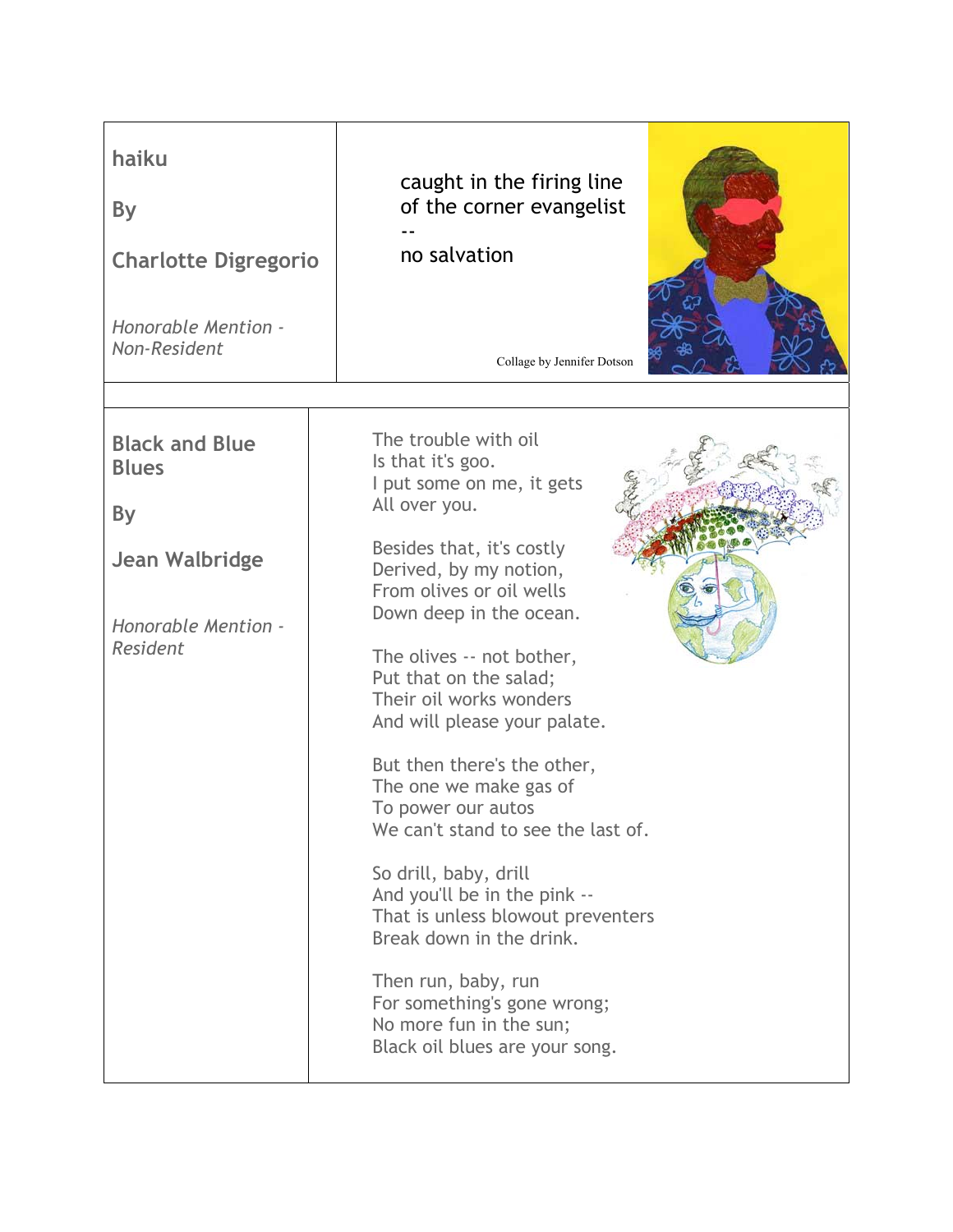## haiku

**By**

**Charlotte Digregorio**

*Honorable Mention - Non-Resident*

caught in the firing line
of the corner evangelist
--
no salvation

Collage by Jennifer Dotson

## Black and Blue Blues

**By**

**Jean Walbridge**

*Honorable Mention - Resident*

The trouble with oil
Is that it's goo.
I put some on me, it gets
All over you.

Besides that, it's costly
Derived, by my notion,
From olives or oil wells
Down deep in the ocean.

The olives -- not bother,
Put that on the salad;
Their oil works wonders
And will please your palate.

But then there's the other,
The one we make gas of
To power our autos
We can't stand to see the last of.

So drill, baby, drill
And you'll be in the pink --
That is unless blowout preventers
Break down in the drink.

Then run, baby, run
For something's gone wrong;
No more fun in the sun;
Black oil blues are your song.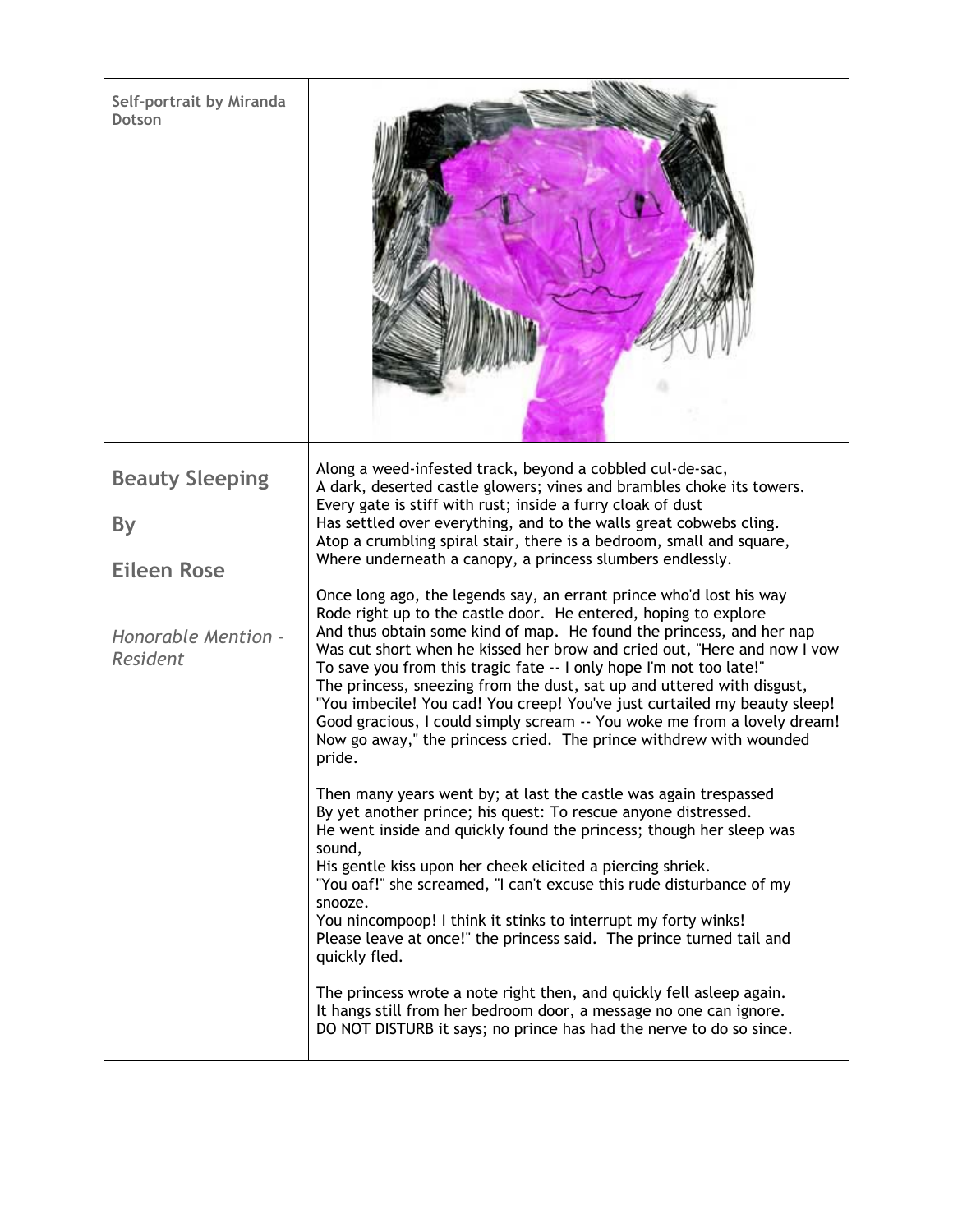Self-portrait by Miranda Dotson

## Beauty Sleeping

## By

## Eileen Rose

*Honorable Mention - Resident*

Along a weed-infested track, beyond a cobbled cul-de-sac,
A dark, deserted castle glowers; vines and brambles choke its towers.
Every gate is stiff with rust; inside a furry cloak of dust
Has settled over everything, and to the walls great cobwebs cling.
Atop a crumbling spiral stair, there is a bedroom, small and square,
Where underneath a canopy, a princess slumbers endlessly.

Once long ago, the legends say, an errant prince who'd lost his way
Rode right up to the castle door. He entered, hoping to explore
And thus obtain some kind of map. He found the princess, and her nap
Was cut short when he kissed her brow and cried out, "Here and now I vow
To save you from this tragic fate -- I only hope I'm not too late!"
The princess, sneezing from the dust, sat up and uttered with disgust,
"You imbecile! You cad! You creep! You've just curtailed my beauty sleep!
Good gracious, I could simply scream -- You woke me from a lovely dream!
Now go away," the princess cried. The prince withdrew with wounded pride.

Then many years went by; at last the castle was again trespassed
By yet another prince; his quest: To rescue anyone distressed.
He went inside and quickly found the princess; though her sleep was sound,
His gentle kiss upon her cheek elicited a piercing shriek.
"You oaf!" she screamed, "I can't excuse this rude disturbance of my snooze.
You nincompoop! I think it stinks to interrupt my forty winks!
Please leave at once!" the princess said. The prince turned tail and quickly fled.

The princess wrote a note right then, and quickly fell asleep again.
It hangs still from her bedroom door, a message no one can ignore.
DO NOT DISTURB it says; no prince has had the nerve to do so since.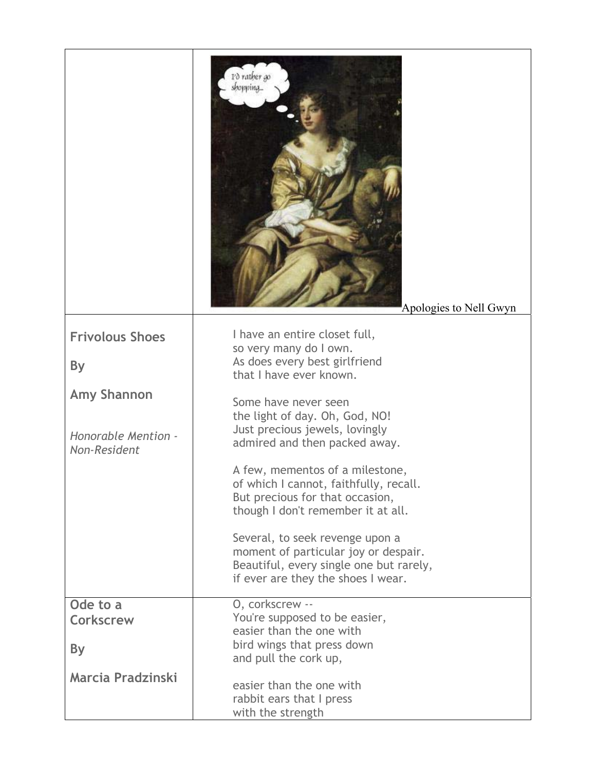Apologies to Nell Gwyn

**Frivolous Shoes**

**By**

**Amy Shannon**

*Honorable Mention - Non-Resident*

I have an entire closet full,
so very many do I own.
As does every best girlfriend
that I have ever known.

Some have never seen
the light of day. Oh, God, NO!
Just precious jewels, lovingly
admired and then packed away.

A few, mementos of a milestone,
of which I cannot, faithfully, recall.
But precious for that occasion,
though I don't remember it at all.

Several, to seek revenge upon a
moment of particular joy or despair.
Beautiful, every single one but rarely,
if ever are they the shoes I wear.

**Ode to a Corkscrew**

**By**

**Marcia Pradzinski**

O, corkscrew --
You're supposed to be easier,
easier than the one with
bird wings that press down
and pull the cork up,

easier than the one with
rabbit ears that I press
with the strength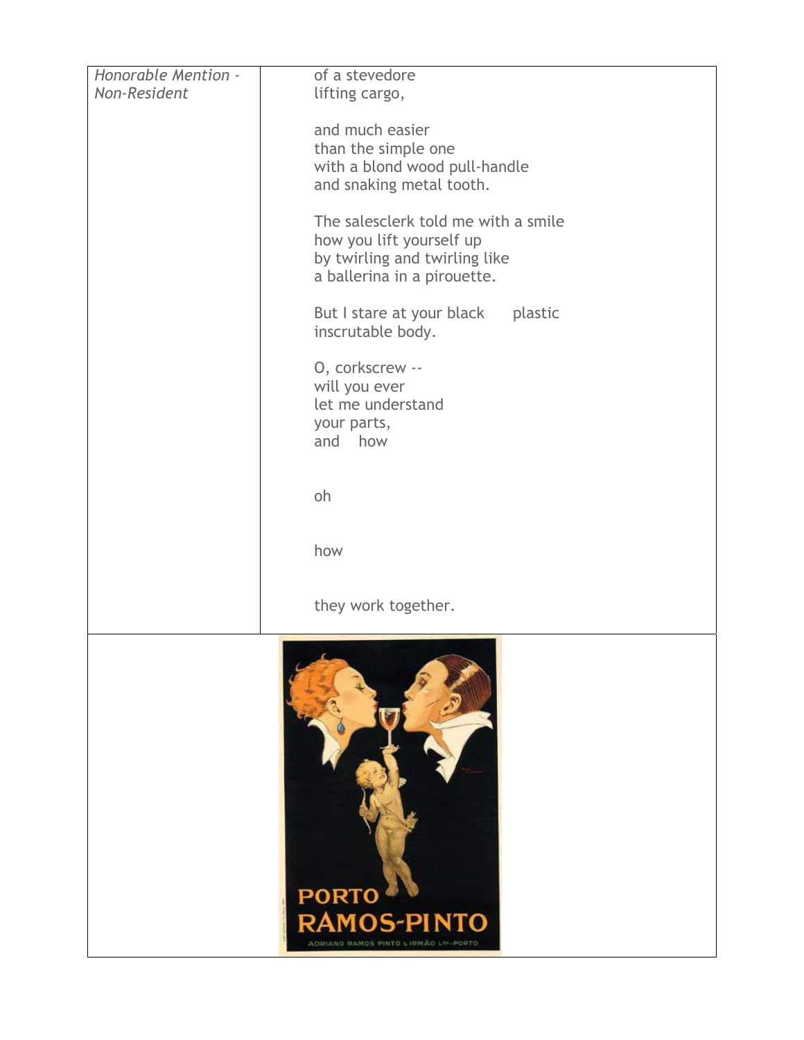*Honorable Mention - Non-Resident*

of a stevedore
lifting cargo,

and much easier
than the simple one
with a blond wood pull-handle
and snaking metal tooth.

The salesclerk told me with a smile
how you lift yourself up
by twirling and twirling like
a ballerina in a pirouette.

But I stare at your black      plastic
inscrutable body.

O, corkscrew --
will you ever
let me understand
your parts,
and    how

oh

how

they work together.